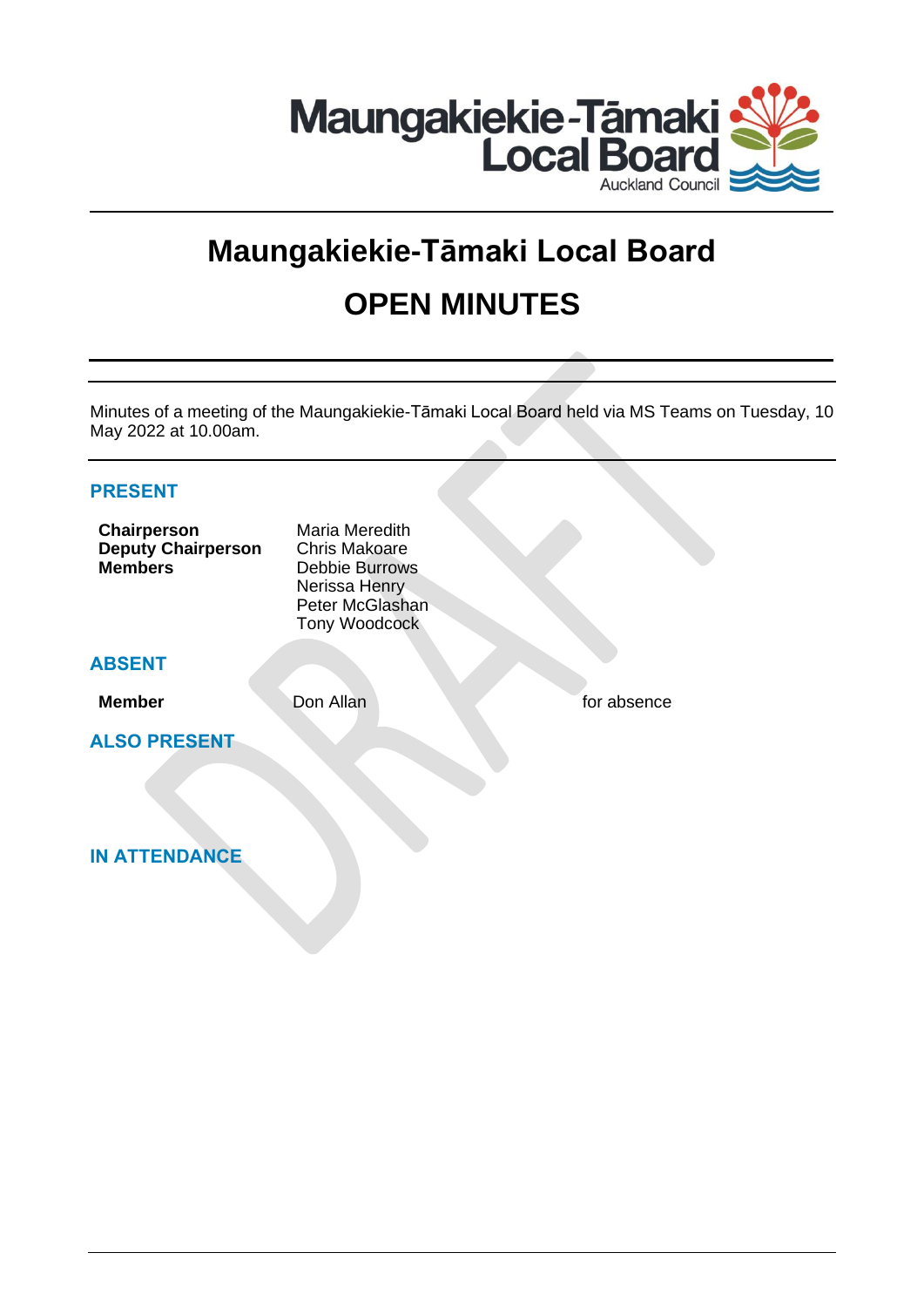# Maungakiekie-Tāmaki Local Board

# OPEN MINUTES

Minutes of a meeting of the Maungakiekie-Tāmaki Local Board held via MS Teams on Tuesday, 10 May 2022 at 10.00am.

## PRESENT

| | |
|---|---|
| **Chairperson** | Maria Meredith |
| **Deputy Chairperson** | Chris Makoare |
| **Members** | Debbie Burrows |
| | Nerissa Henry |
| | Peter McGlashan |
| | Tony Woodcock |

## ABSENT

| | | |
|---|---|---|
| **Member** | Don Allan | for absence |

## ALSO PRESENT

## IN ATTENDANCE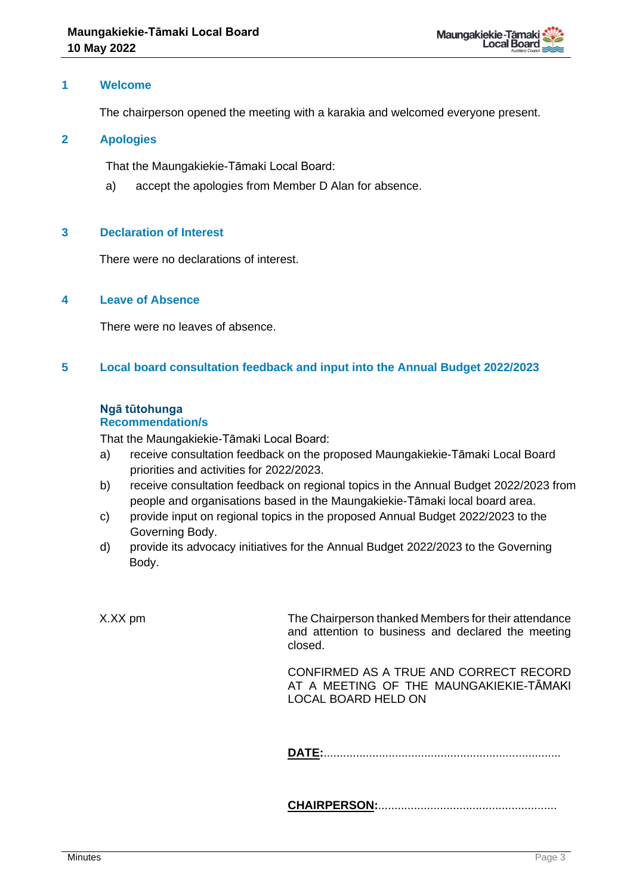## 1 Welcome

The chairperson opened the meeting with a karakia and welcomed everyone present.

## 2 Apologies

That the Maungakiekie-Tāmaki Local Board:

a) accept the apologies from Member D Alan for absence.

## 3 Declaration of Interest

There were no declarations of interest.

## 4 Leave of Absence

There were no leaves of absence.

## 5 Local board consultation feedback and input into the Annual Budget 2022/2023

### Ngā tūtohunga
### Recommendation/s

That the Maungakiekie-Tāmaki Local Board:

a) receive consultation feedback on the proposed Maungakiekie-Tāmaki Local Board priorities and activities for 2022/2023.

b) receive consultation feedback on regional topics in the Annual Budget 2022/2023 from people and organisations based in the Maungakiekie-Tāmaki local board area.

c) provide input on regional topics in the proposed Annual Budget 2022/2023 to the Governing Body.

d) provide its advocacy initiatives for the Annual Budget 2022/2023 to the Governing Body.

X.XX pm

The Chairperson thanked Members for their attendance and attention to business and declared the meeting closed.

CONFIRMED AS A TRUE AND CORRECT RECORD AT A MEETING OF THE MAUNGAKIEKIE-TĀMAKI LOCAL BOARD HELD ON

**DATE:**.........................................................................

**CHAIRPERSON:**.......................................................